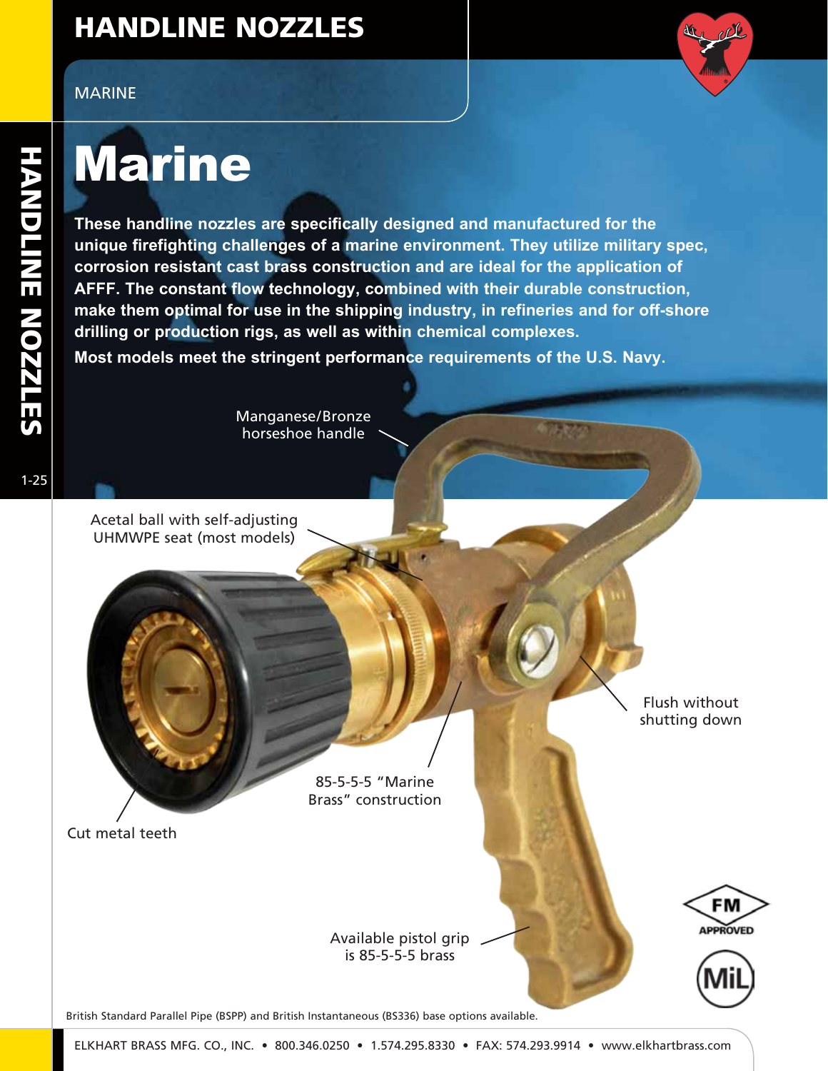# HANDLINE NOZZLES

MARINE

# Marine

**These handline nozzles are specifically designed and manufactured for the unique firefighting challenges of a marine environment. They utilize military spec, corrosion resistant cast brass construction and are ideal for the application of AFFF. The constant flow technology, combined with their durable construction, make them optimal for use in the shipping industry, in refineries and for off-shore drilling or production rigs, as well as within chemical complexes.**

**Most models meet the stringent performance requirements of the U.S. Navy.**

Manganese/Bronze horseshoe handle

Acetal ball with self-adjusting UHMWPE seat (most models)

Flush without shutting down

85-5-5-5 "Marine Brass" construction

Cut metal teeth

Available pistol grip is 85-5-5-5 brass

FM APPROVED

MiL

British Standard Parallel Pipe (BSPP) and British Instantaneous (BS336) base options available.

ELKHART BRASS MFG. CO., INC. • 800.346.0250 • 1.574.295.8330 • FAX: 574.293.9914 • www.elkhartbrass.com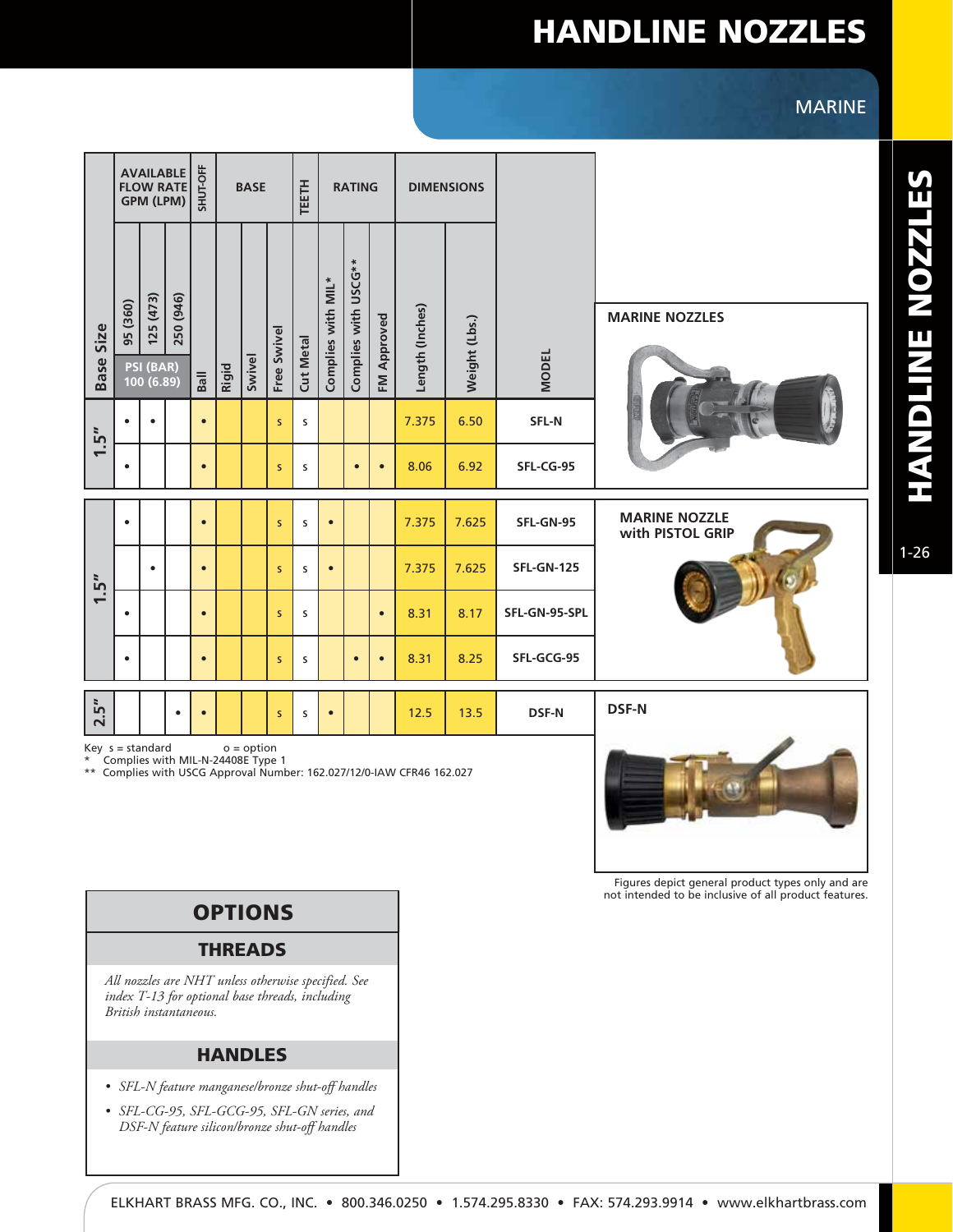# HANDLINE NOZZLES

## MARINE

| Base Size | AVAILABLE FLOW RATE GPM (LPM) 95 (360) | 125 (473) | 250 (946) | SHUT-OFF Ball | BASE Rigid | Swivel | Free Swivel | TEETH Cut Metal | RATING Complies with MIL* | Complies with USCG** | FM Approved | DIMENSIONS Length (Inches) | Weight (Lbs.) | MODEL |
|---|---|---|---|---|---|---|---|---|---|---|---|---|---|---|
| | PSI (BAR) 100 (6.89) | | | | | | | | | | | | | |
| 1.5" | • | • | | • | | | s | s | | | | 7.375 | 6.50 | SFL-N |
| 1.5" | • | | | • | | | s | s | | • | • | 8.06 | 6.92 | SFL-CG-95 |
| 1.5" | • | | | • | | | s | s | • | | | 7.375 | 7.625 | SFL-GN-95 |
| 1.5" | | • | | • | | | s | s | • | | | 7.375 | 7.625 | SFL-GN-125 |
| 1.5" | • | | | • | | | s | s | | | • | 8.31 | 8.17 | SFL-GN-95-SPL |
| 1.5" | • | | | • | | | s | s | | • | • | 8.31 | 8.25 | SFL-GCG-95 |
| 2.5" | | | • | • | | | s | s | • | | | 12.5 | 13.5 | DSF-N |

Key s = standard o = option
\* Complies with MIL-N-24408E Type 1
\*\* Complies with USCG Approval Number: 162.027/12/0-IAW CFR46 162.027

**MARINE NOZZLES**

**MARINE NOZZLE with PISTOL GRIP**

**DSF-N**

Figures depict general product types only and are not intended to be inclusive of all product features.

## OPTIONS

### THREADS

*All nozzles are NHT unless otherwise specified. See index T-13 for optional base threads, including British instantaneous.*

### HANDLES

- *SFL-N feature manganese/bronze shut-off handles*
- *SFL-CG-95, SFL-GCG-95, SFL-GN series, and DSF-N feature silicon/bronze shut-off handles*

ELKHART BRASS MFG. CO., INC. • 800.346.0250 • 1.574.295.8330 • FAX: 574.293.9914 • www.elkhartbrass.com